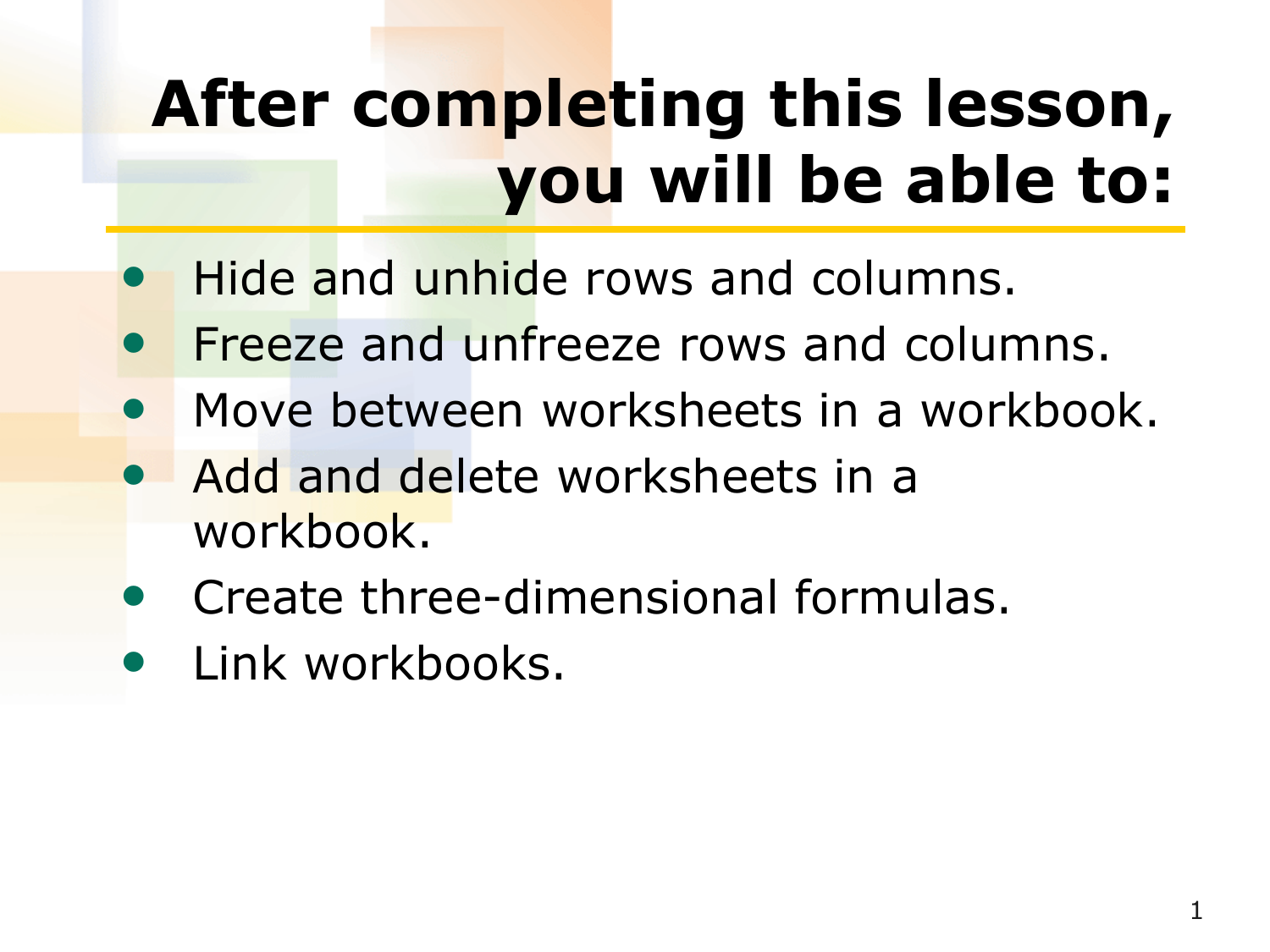# After completing this lesson, you will be able to:

- Hide and unhide rows and columns.
- Freeze and unfreeze rows and columns.
- Move between worksheets in a workbook.
- Add and delete worksheets in a workbook.
- Create three-dimensional formulas.
- Link workbooks.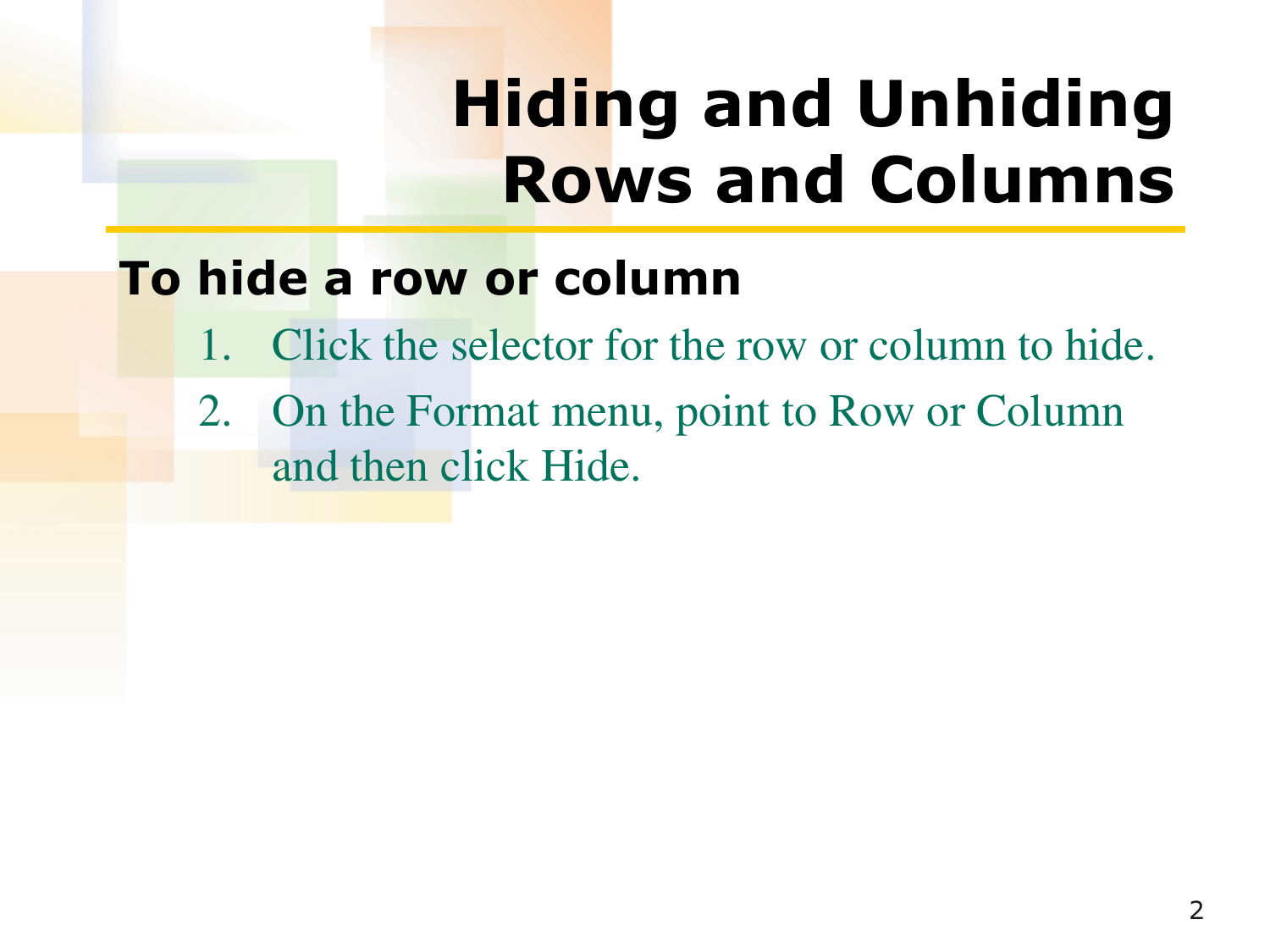# Hiding and Unhiding Rows and Columns

## To hide a row or column

1. Click the selector for the row or column to hide.
2. On the Format menu, point to Row or Column and then click Hide.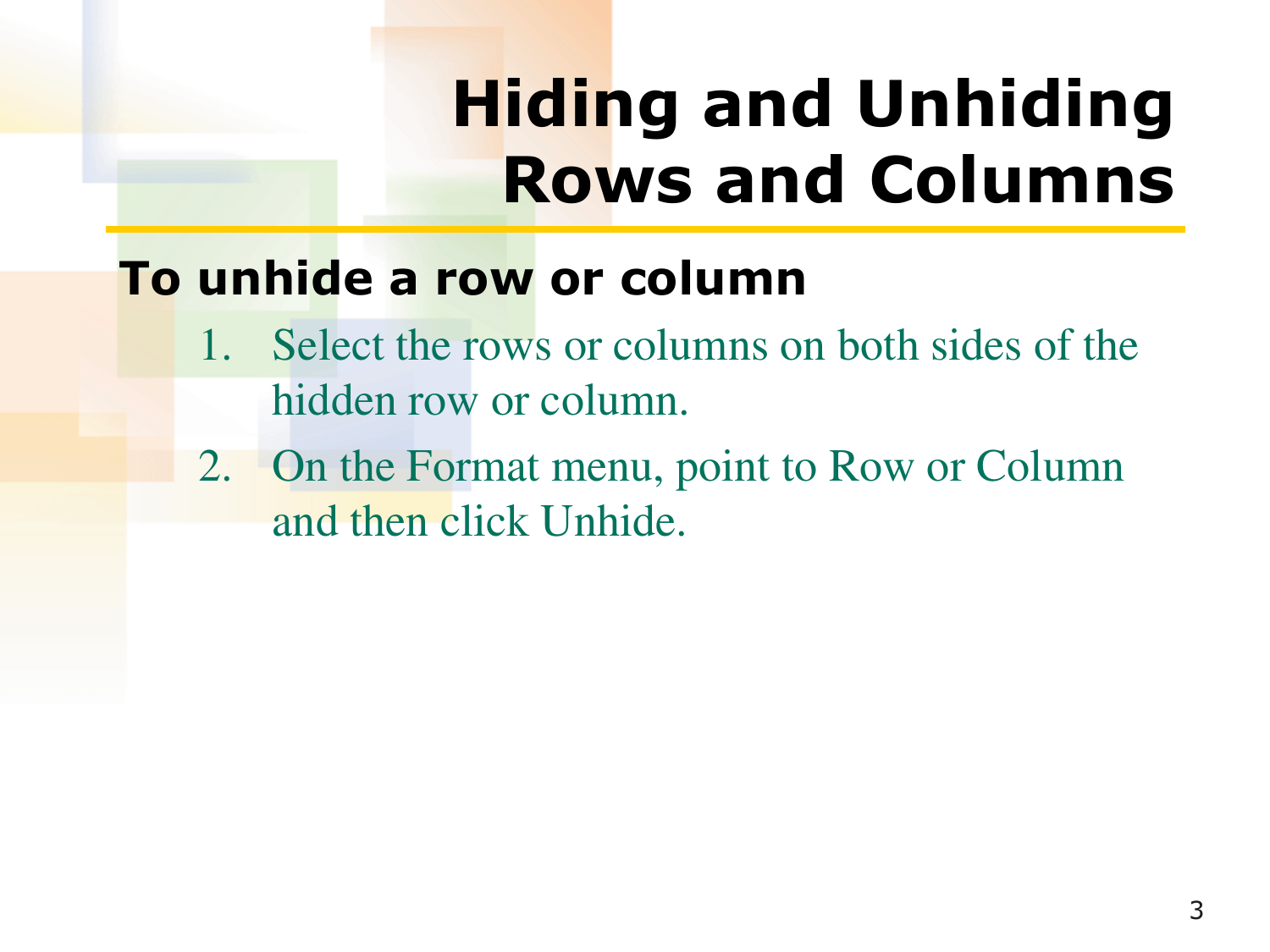# Hiding and Unhiding Rows and Columns

**To unhide a row or column**

1. Select the rows or columns on both sides of the hidden row or column.
2. On the Format menu, point to Row or Column and then click Unhide.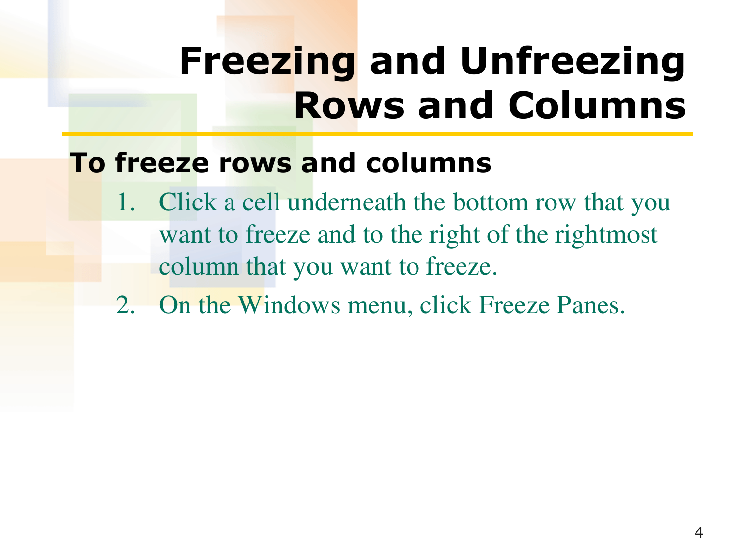# Freezing and Unfreezing Rows and Columns

## To freeze rows and columns

1. Click a cell underneath the bottom row that you want to freeze and to the right of the rightmost column that you want to freeze.
2. On the Windows menu, click Freeze Panes.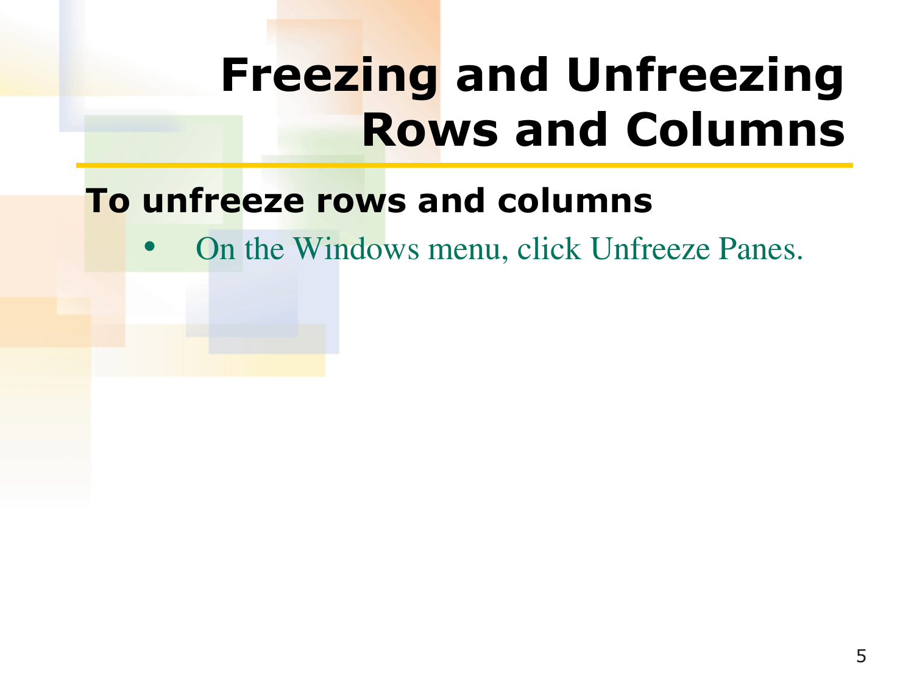# Freezing and Unfreezing Rows and Columns

**To unfreeze rows and columns**

- On the Windows menu, click Unfreeze Panes.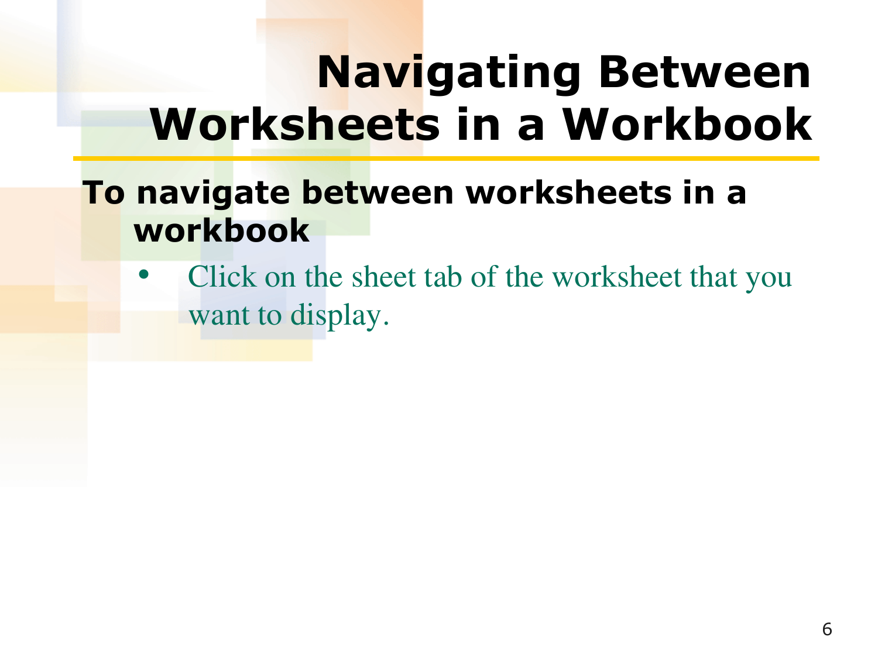# Navigating Between Worksheets in a Workbook

**To navigate between worksheets in a workbook**

- Click on the sheet tab of the worksheet that you want to display.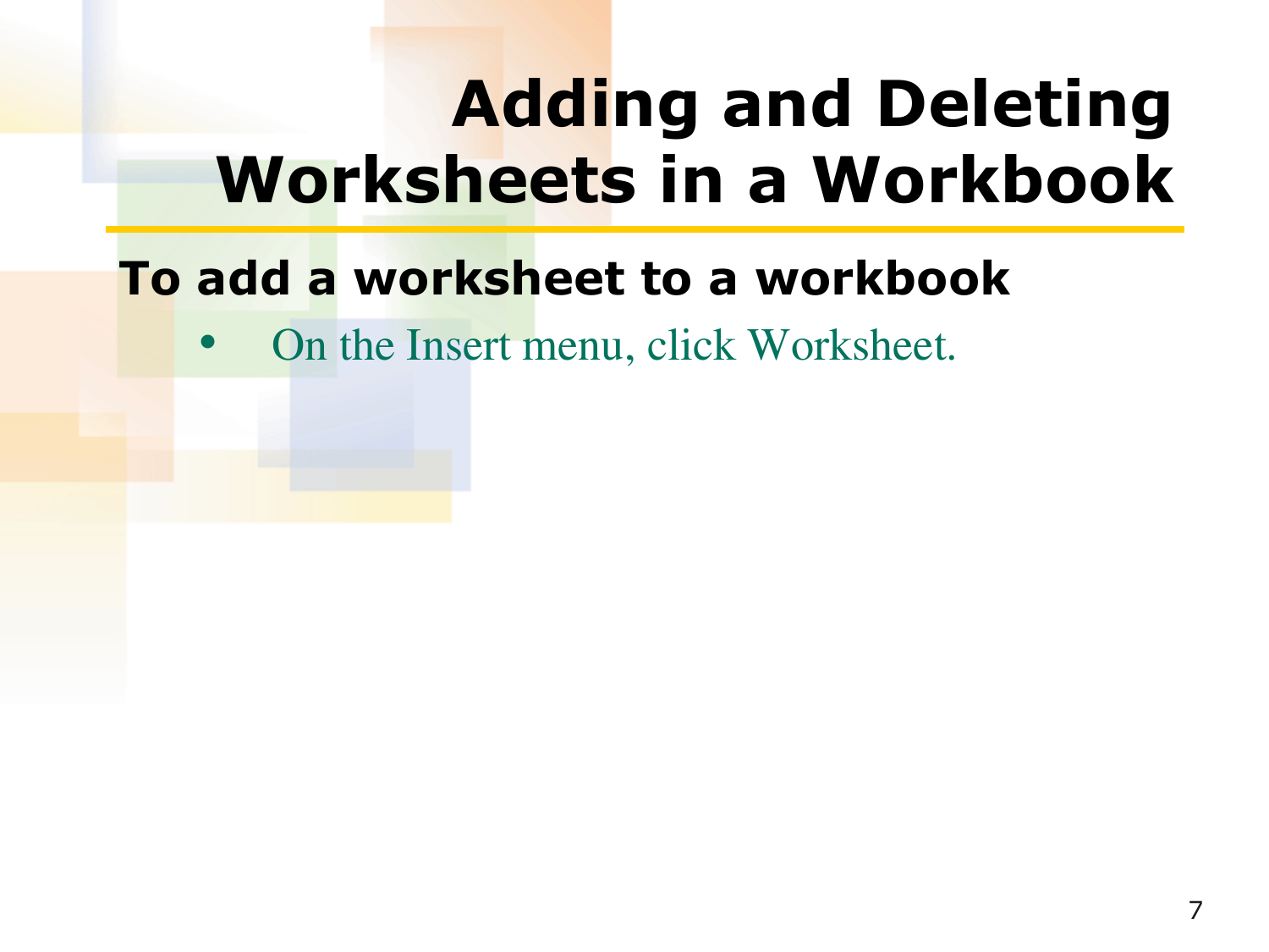# Adding and Deleting Worksheets in a Workbook

**To add a worksheet to a workbook**

- On the Insert menu, click Worksheet.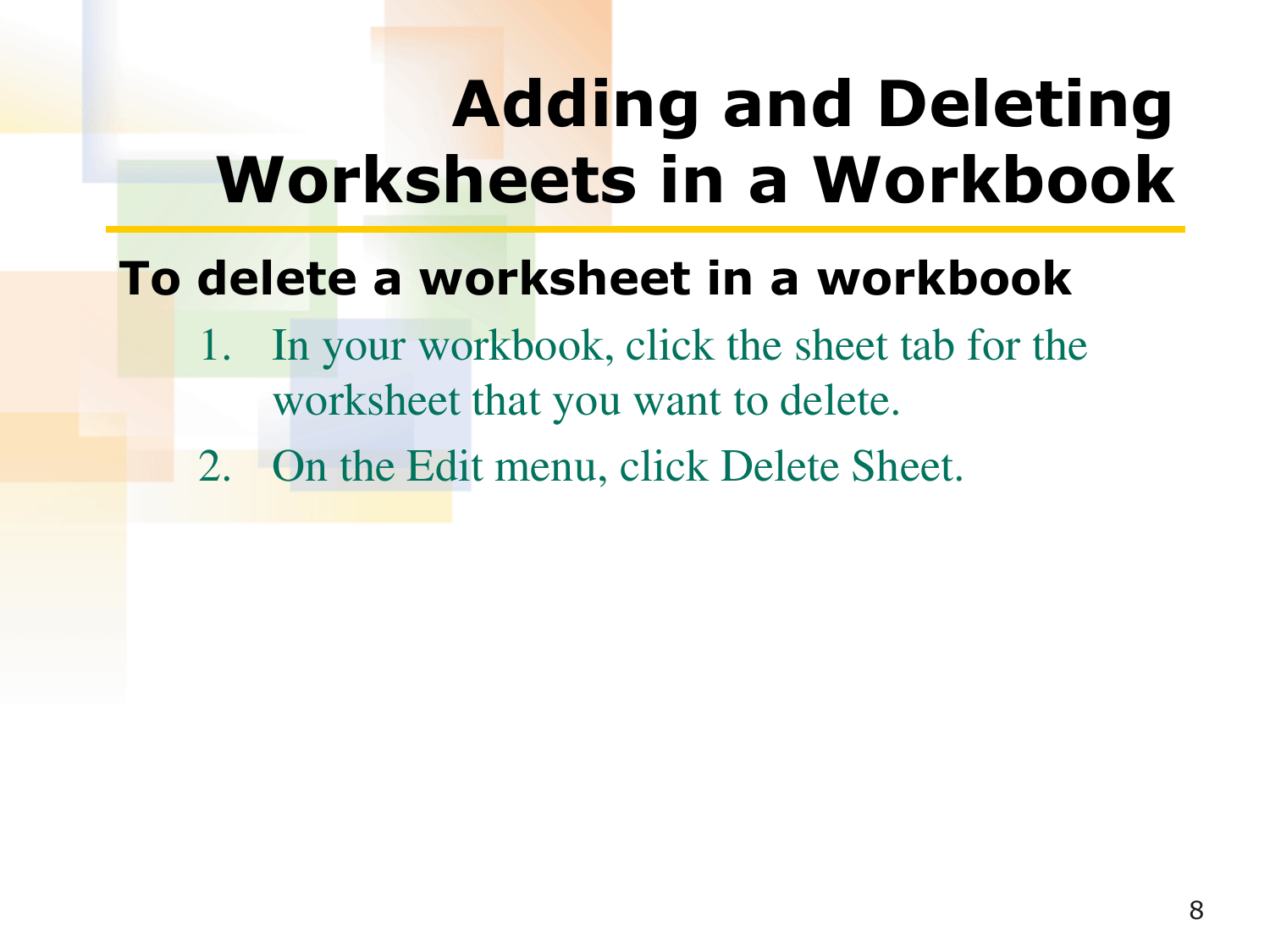# Adding and Deleting Worksheets in a Workbook

## To delete a worksheet in a workbook

1. In your workbook, click the sheet tab for the worksheet that you want to delete.
2. On the Edit menu, click Delete Sheet.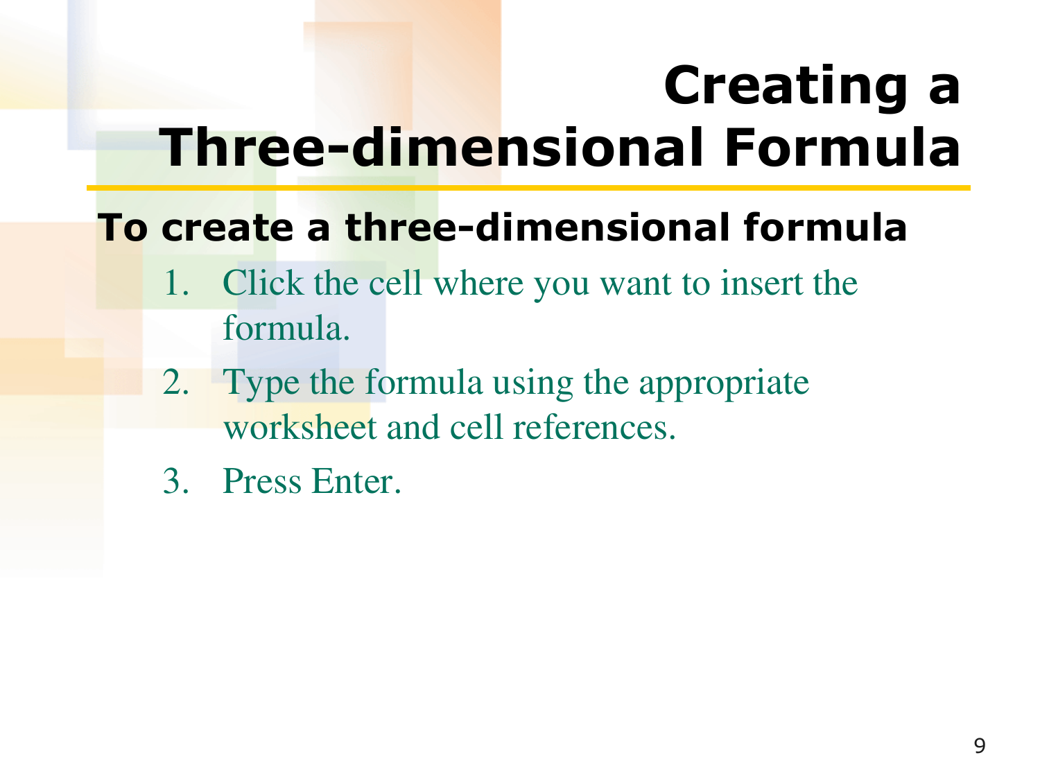# Creating a Three-dimensional Formula

**To create a three-dimensional formula**

1. Click the cell where you want to insert the formula.
2. Type the formula using the appropriate worksheet and cell references.
3. Press Enter.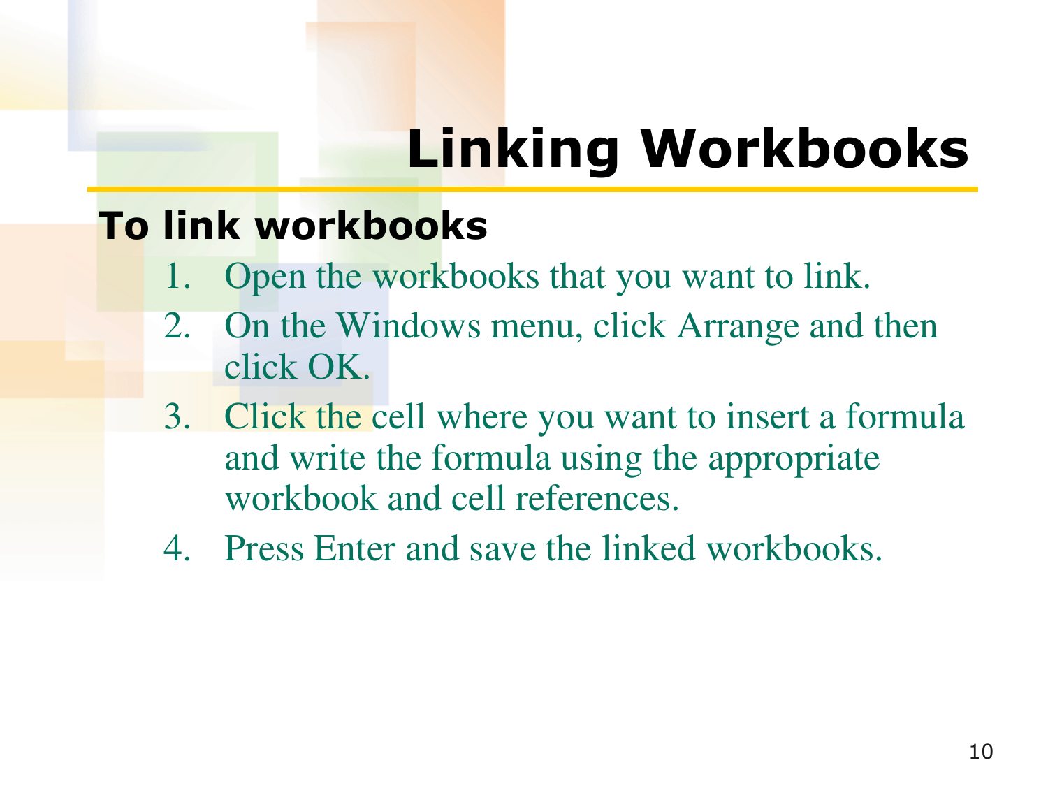# Linking Workbooks

## To link workbooks

1. Open the workbooks that you want to link.
2. On the Windows menu, click Arrange and then click OK.
3. Click the cell where you want to insert a formula and write the formula using the appropriate workbook and cell references.
4. Press Enter and save the linked workbooks.